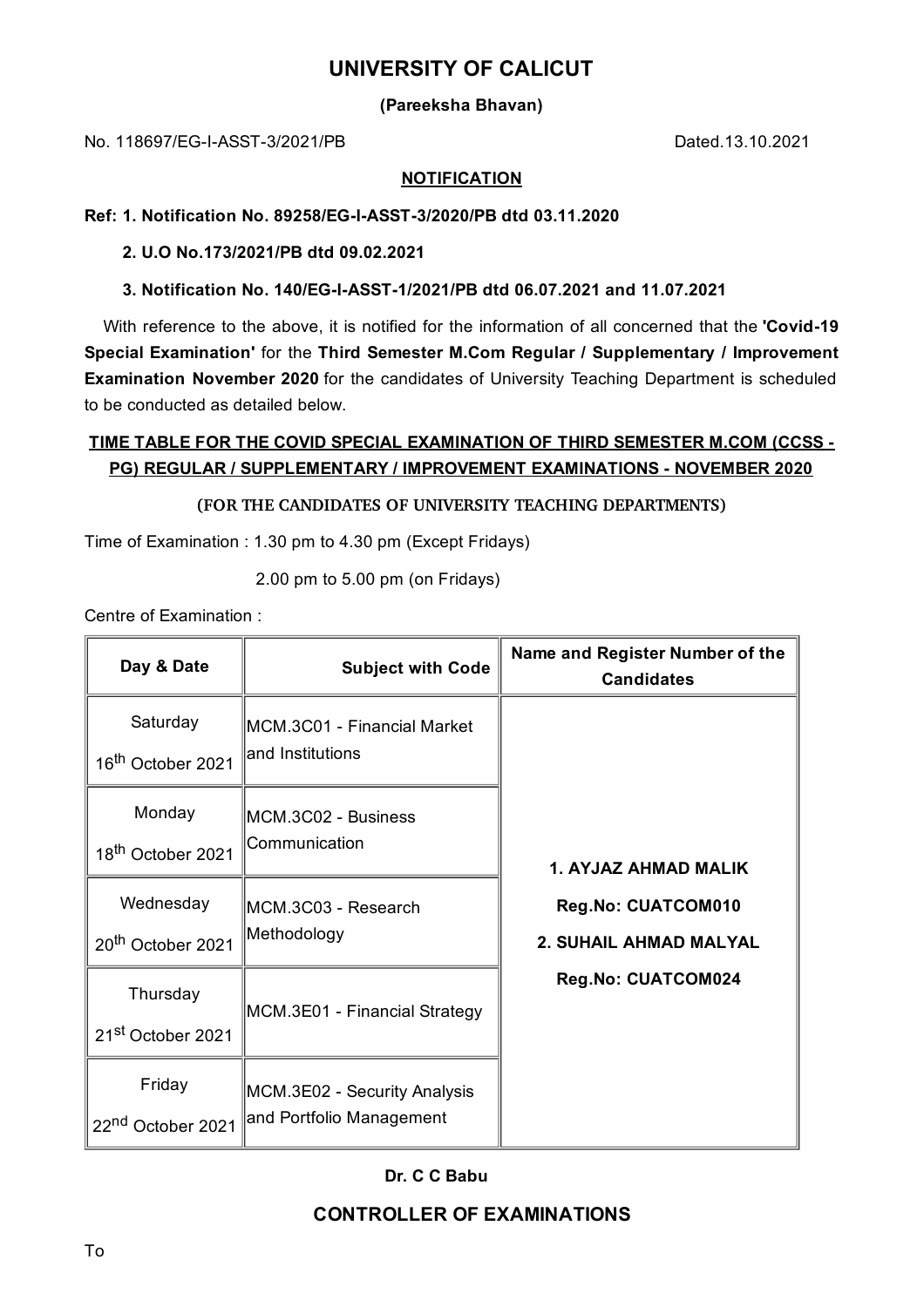# UNIVERSITY OF CALICUT

**(Pareeksha Bhavan)**

No. 118697/EG-I-ASST-3/2021/PB Dated.13.10.2021

**NOTIFICATION**

**Ref: 1. Notification No. 89258/EG-I-ASST-3/2020/PB dtd 03.11.2020**

**2. U.O No.173/2021/PB dtd 09.02.2021**

**3. Notification No. 140/EG-I-ASST-1/2021/PB dtd 06.07.2021 and 11.07.2021**

With reference to the above, it is notified for the information of all concerned that the **'Covid-19 Special Examination'** for the **Third Semester M.Com Regular / Supplementary / Improvement Examination November 2020** for the candidates of University Teaching Department is scheduled to be conducted as detailed below.

**TIME TABLE FOR THE COVID SPECIAL EXAMINATION OF THIRD SEMESTER M.COM (CCSS - PG) REGULAR / SUPPLEMENTARY / IMPROVEMENT EXAMINATIONS - NOVEMBER 2020**

**(FOR THE CANDIDATES OF UNIVERSITY TEACHING DEPARTMENTS)**

Time of Examination : 1.30 pm to 4.30 pm (Except Fridays)

2.00 pm to 5.00 pm (on Fridays)

Centre of Examination :

| Day & Date | Subject with Code | Name and Register Number of the Candidates |
|---|---|---|
| Saturday 16th October 2021 | MCM.3C01 - Financial Market and Institutions | **1. AYJAZ AHMAD MALIK Reg.No: CUATCOM010 2. SUHAIL AHMAD MALYAL Reg.No: CUATCOM024** |
| Monday 18th October 2021 | MCM.3C02 - Business Communication | |
| Wednesday 20th October 2021 | MCM.3C03 - Research Methodology | |
| Thursday 21st October 2021 | MCM.3E01 - Financial Strategy | |
| Friday 22nd October 2021 | MCM.3E02 - Security Analysis and Portfolio Management | |

**Dr. C C Babu**

**CONTROLLER OF EXAMINATIONS**

To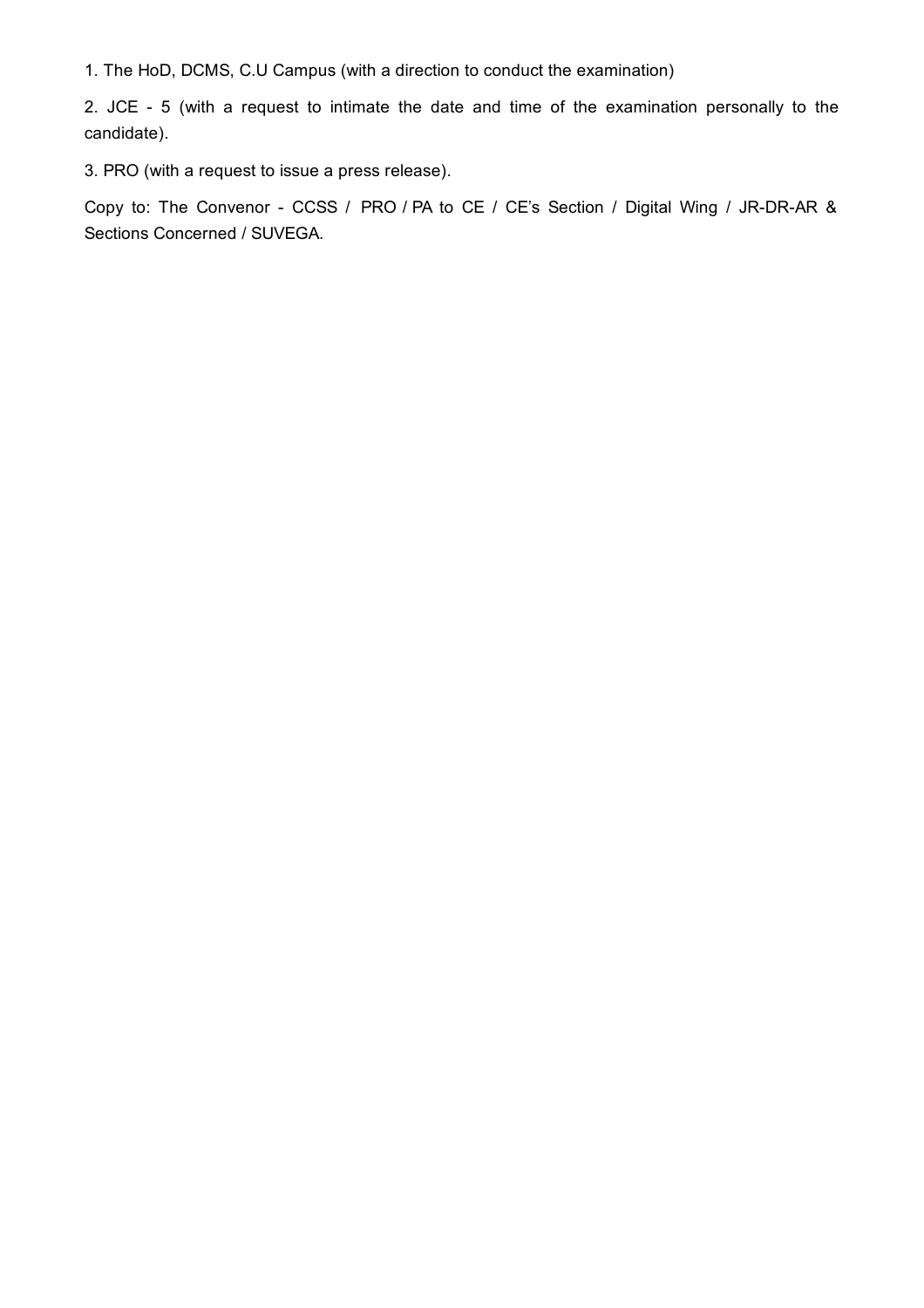1. The HoD, DCMS, C.U Campus (with a direction to conduct the examination)

2. JCE - 5 (with a request to intimate the date and time of the examination personally to the candidate).

3. PRO (with a request to issue a press release).

Copy to: The Convenor - CCSS / PRO / PA to CE / CE's Section / Digital Wing / JR-DR-AR & Sections Concerned / SUVEGA.